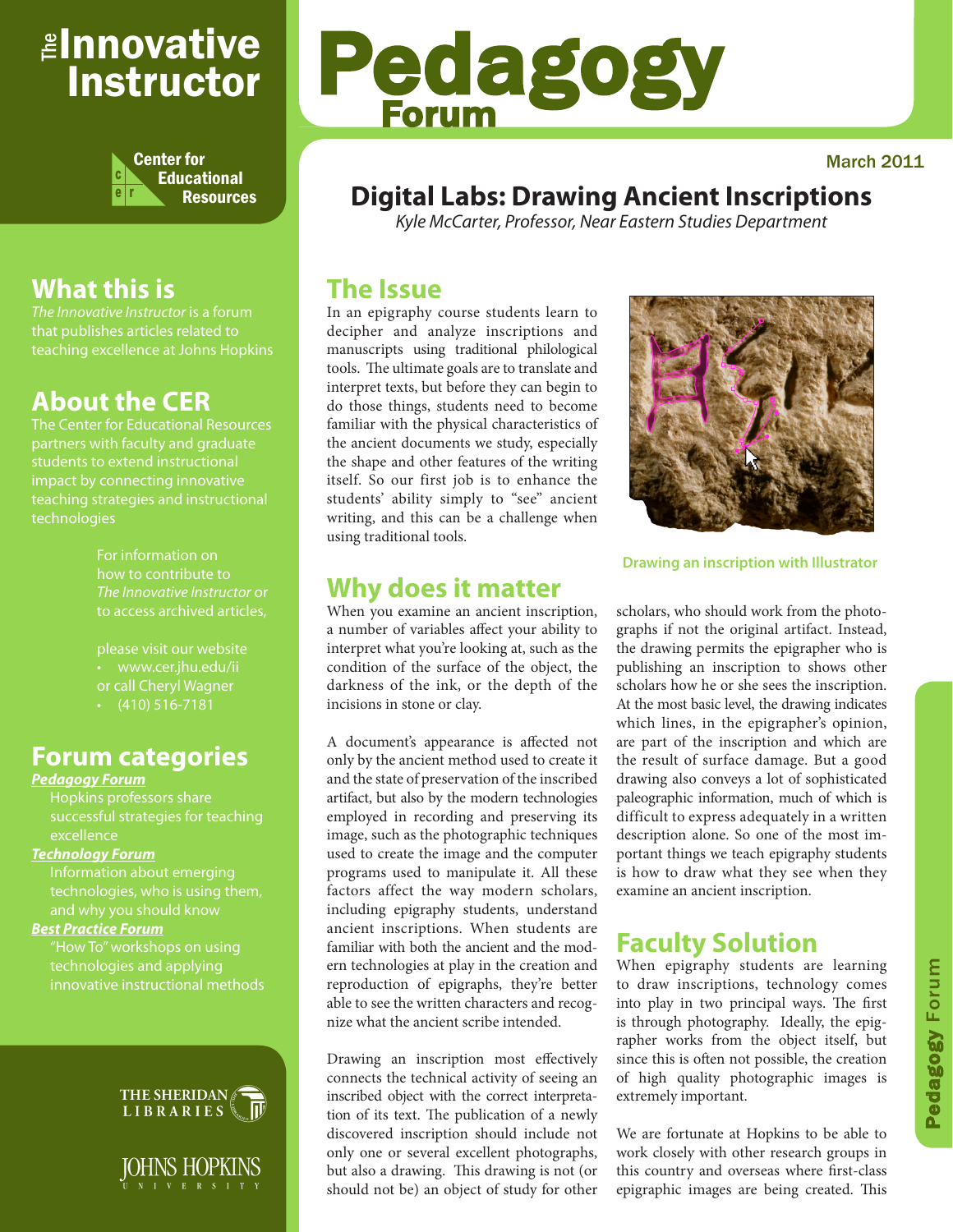# The Innovative Instructor

Center for Educational Resources

# Pedagogy Forum

March 2011

## Digital Labs: Drawing Ancient Inscriptions

*Kyle McCarter, Professor, Near Eastern Studies Department*

## What this is

*The Innovative Instructor* is a forum that publishes articles related to teaching excellence at Johns Hopkins

## About the CER

The Center for Educational Resources partners with faculty and graduate students to extend instructional impact by connecting innovative teaching strategies and instructional technologies

For information on how to contribute to *The Innovative Instructor* or to access archived articles,

please visit our website

- www.cer.jhu.edu/ii

or call Cheryl Wagner

- (410) 516-7181

## Forum categories

***Pedagogy Forum***
Hopkins professors share successful strategies for teaching excellence

***Technology Forum***
Information about emerging technologies, who is using them, and why you should know

***Best Practice Forum***
"How To" workshops on using technologies and applying innovative instructional methods

THE SHERIDAN LIBRARIES

JOHNS HOPKINS UNIVERSITY

## The Issue

In an epigraphy course students learn to decipher and analyze inscriptions and manuscripts using traditional philological tools. The ultimate goals are to translate and interpret texts, but before they can begin to do those things, students need to become familiar with the physical characteristics of the ancient documents we study, especially the shape and other features of the writing itself. So our first job is to enhance the students' ability simply to "see" ancient writing, and this can be a challenge when using traditional tools.

Drawing an inscription with Illustrator

## Why does it matter

When you examine an ancient inscription, a number of variables affect your ability to interpret what you're looking at, such as the condition of the surface of the object, the darkness of the ink, or the depth of the incisions in stone or clay.

A document's appearance is affected not only by the ancient method used to create it and the state of preservation of the inscribed artifact, but also by the modern technologies employed in recording and preserving its image, such as the photographic techniques used to create the image and the computer programs used to manipulate it. All these factors affect the way modern scholars, including epigraphy students, understand ancient inscriptions. When students are familiar with both the ancient and the modern technologies at play in the creation and reproduction of epigraphs, they're better able to see the written characters and recognize what the ancient scribe intended.

Drawing an inscription most effectively connects the technical activity of seeing an inscribed object with the correct interpretation of its text. The publication of a newly discovered inscription should include not only one or several excellent photographs, but also a drawing. This drawing is not (or should not be) an object of study for other scholars, who should work from the photographs if not the original artifact. Instead, the drawing permits the epigrapher who is publishing an inscription to shows other scholars how he or she sees the inscription. At the most basic level, the drawing indicates which lines, in the epigrapher's opinion, are part of the inscription and which are the result of surface damage. But a good drawing also conveys a lot of sophisticated paleographic information, much of which is difficult to express adequately in a written description alone. So one of the most important things we teach epigraphy students is how to draw what they see when they examine an ancient inscription.

## Faculty Solution

When epigraphy students are learning to draw inscriptions, technology comes into play in two principal ways. The first is through photography. Ideally, the epigrapher works from the object itself, but since this is often not possible, the creation of high quality photographic images is extremely important.

We are fortunate at Hopkins to be able to work closely with other research groups in this country and overseas where first-class epigraphic images are being created. This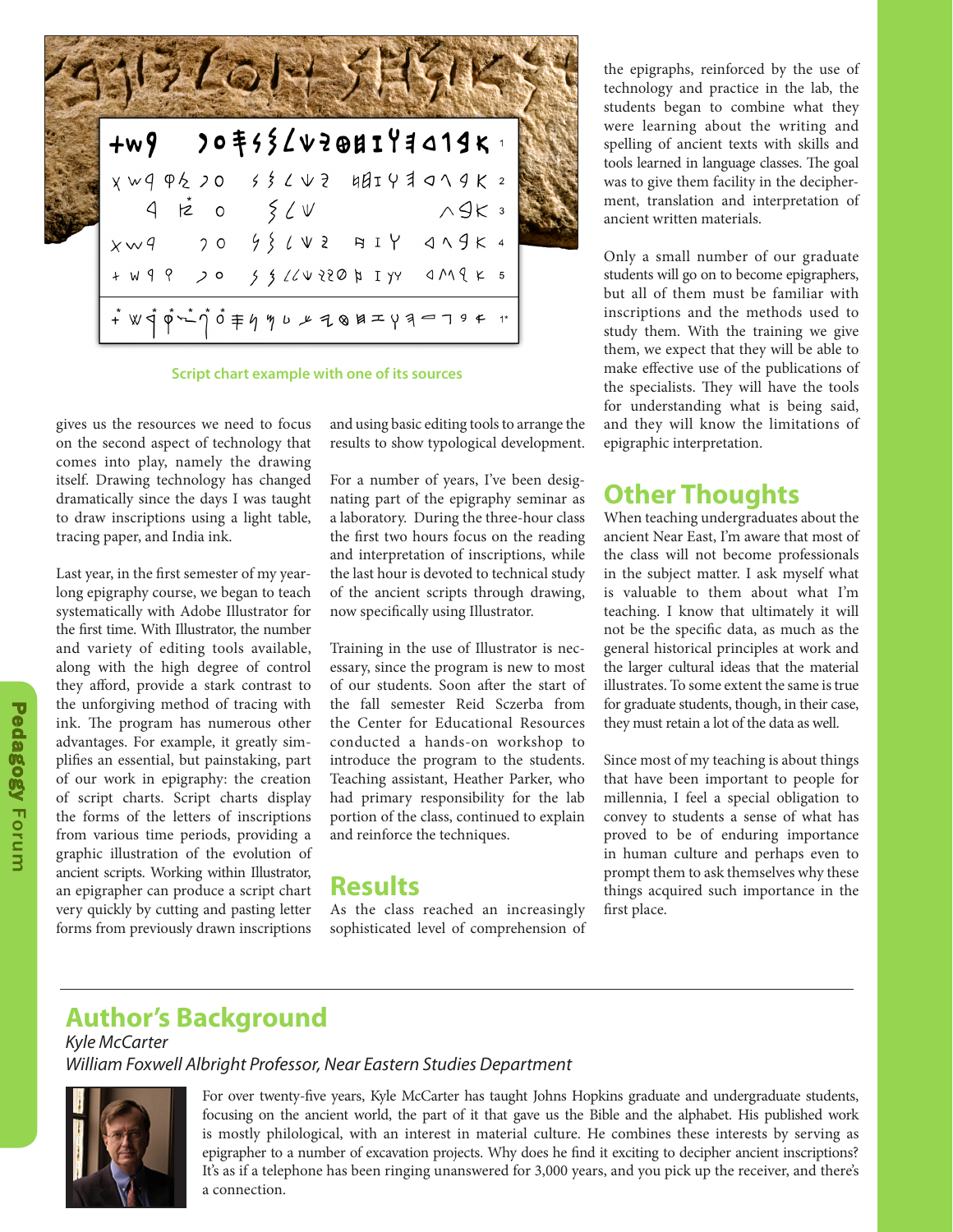Script chart example with one of its sources

gives us the resources we need to focus on the second aspect of technology that comes into play, namely the drawing itself. Drawing technology has changed dramatically since the days I was taught to draw inscriptions using a light table, tracing paper, and India ink.

Last year, in the first semester of my year-long epigraphy course, we began to teach systematically with Adobe Illustrator for the first time. With Illustrator, the number and variety of editing tools available, along with the high degree of control they afford, provide a stark contrast to the unforgiving method of tracing with ink. The program has numerous other advantages. For example, it greatly simplifies an essential, but painstaking, part of our work in epigraphy: the creation of script charts. Script charts display the forms of the letters of inscriptions from various time periods, providing a graphic illustration of the evolution of ancient scripts. Working within Illustrator, an epigrapher can produce a script chart very quickly by cutting and pasting letter forms from previously drawn inscriptions and using basic editing tools to arrange the results to show typological development.

For a number of years, I've been designating part of the epigraphy seminar as a laboratory. During the three-hour class the first two hours focus on the reading and interpretation of inscriptions, while the last hour is devoted to technical study of the ancient scripts through drawing, now specifically using Illustrator.

Training in the use of Illustrator is necessary, since the program is new to most of our students. Soon after the start of the fall semester Reid Sczerba from the Center for Educational Resources conducted a hands-on workshop to introduce the program to the students. Teaching assistant, Heather Parker, who had primary responsibility for the lab portion of the class, continued to explain and reinforce the techniques.

## Results

As the class reached an increasingly sophisticated level of comprehension of the epigraphs, reinforced by the use of technology and practice in the lab, the students began to combine what they were learning about the writing and spelling of ancient texts with skills and tools learned in language classes. The goal was to give them facility in the decipherment, translation and interpretation of ancient written materials.

Only a small number of our graduate students will go on to become epigraphers, but all of them must be familiar with inscriptions and the methods used to study them. With the training we give them, we expect that they will be able to make effective use of the publications of the specialists. They will have the tools for understanding what is being said, and they will know the limitations of epigraphic interpretation.

## Other Thoughts

When teaching undergraduates about the ancient Near East, I'm aware that most of the class will not become professionals in the subject matter. I ask myself what is valuable to them about what I'm teaching. I know that ultimately it will not be the specific data, as much as the general historical principles at work and the larger cultural ideas that the material illustrates. To some extent the same is true for graduate students, though, in their case, they must retain a lot of the data as well.

Since most of my teaching is about things that have been important to people for millennia, I feel a special obligation to convey to students a sense of what has proved to be of enduring importance in human culture and perhaps even to prompt them to ask themselves why these things acquired such importance in the first place.

## Author's Background

*Kyle McCarter*

*William Foxwell Albright Professor, Near Eastern Studies Department*

For over twenty-five years, Kyle McCarter has taught Johns Hopkins graduate and undergraduate students, focusing on the ancient world, the part of it that gave us the Bible and the alphabet. His published work is mostly philological, with an interest in material culture. He combines these interests by serving as epigrapher to a number of excavation projects. Why does he find it exciting to decipher ancient inscriptions? It's as if a telephone has been ringing unanswered for 3,000 years, and you pick up the receiver, and there's a connection.